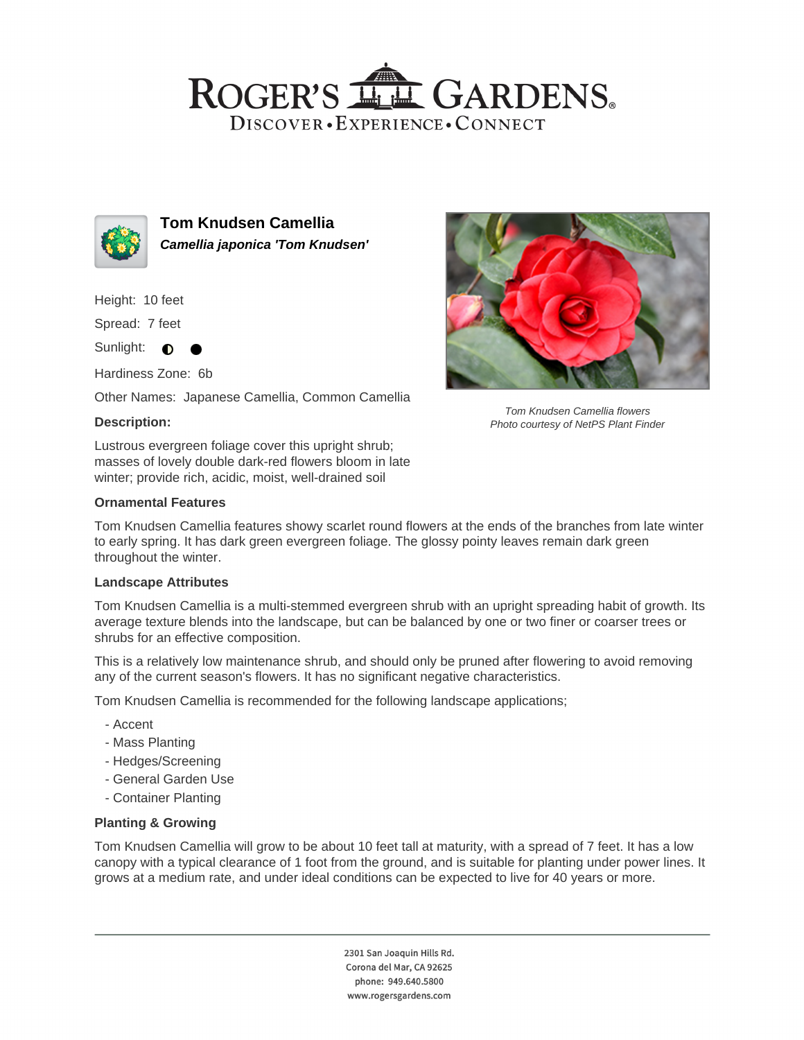# ROGER'S GARDENS

DISCOVER • EXPERIENCE • CONNECT

## Tom Knudsen Camellia

***Camellia japonica 'Tom Knudsen'***

Height: 10 feet

Spread: 7 feet

Sunlight: ◐ ●

Hardiness Zone: 6b

Other Names: Japanese Camellia, Common Camellia

*Tom Knudsen Camellia flowers*
*Photo courtesy of NetPS Plant Finder*

### Description:

Lustrous evergreen foliage cover this upright shrub; masses of lovely double dark-red flowers bloom in late winter; provide rich, acidic, moist, well-drained soil

### Ornamental Features

Tom Knudsen Camellia features showy scarlet round flowers at the ends of the branches from late winter to early spring. It has dark green evergreen foliage. The glossy pointy leaves remain dark green throughout the winter.

### Landscape Attributes

Tom Knudsen Camellia is a multi-stemmed evergreen shrub with an upright spreading habit of growth. Its average texture blends into the landscape, but can be balanced by one or two finer or coarser trees or shrubs for an effective composition.

This is a relatively low maintenance shrub, and should only be pruned after flowering to avoid removing any of the current season's flowers. It has no significant negative characteristics.

Tom Knudsen Camellia is recommended for the following landscape applications;

- Accent
- Mass Planting
- Hedges/Screening
- General Garden Use
- Container Planting

### Planting & Growing

Tom Knudsen Camellia will grow to be about 10 feet tall at maturity, with a spread of 7 feet. It has a low canopy with a typical clearance of 1 foot from the ground, and is suitable for planting under power lines. It grows at a medium rate, and under ideal conditions can be expected to live for 40 years or more.

2301 San Joaquin Hills Rd.
Corona del Mar, CA 92625
phone: 949.640.5800
www.rogersgardens.com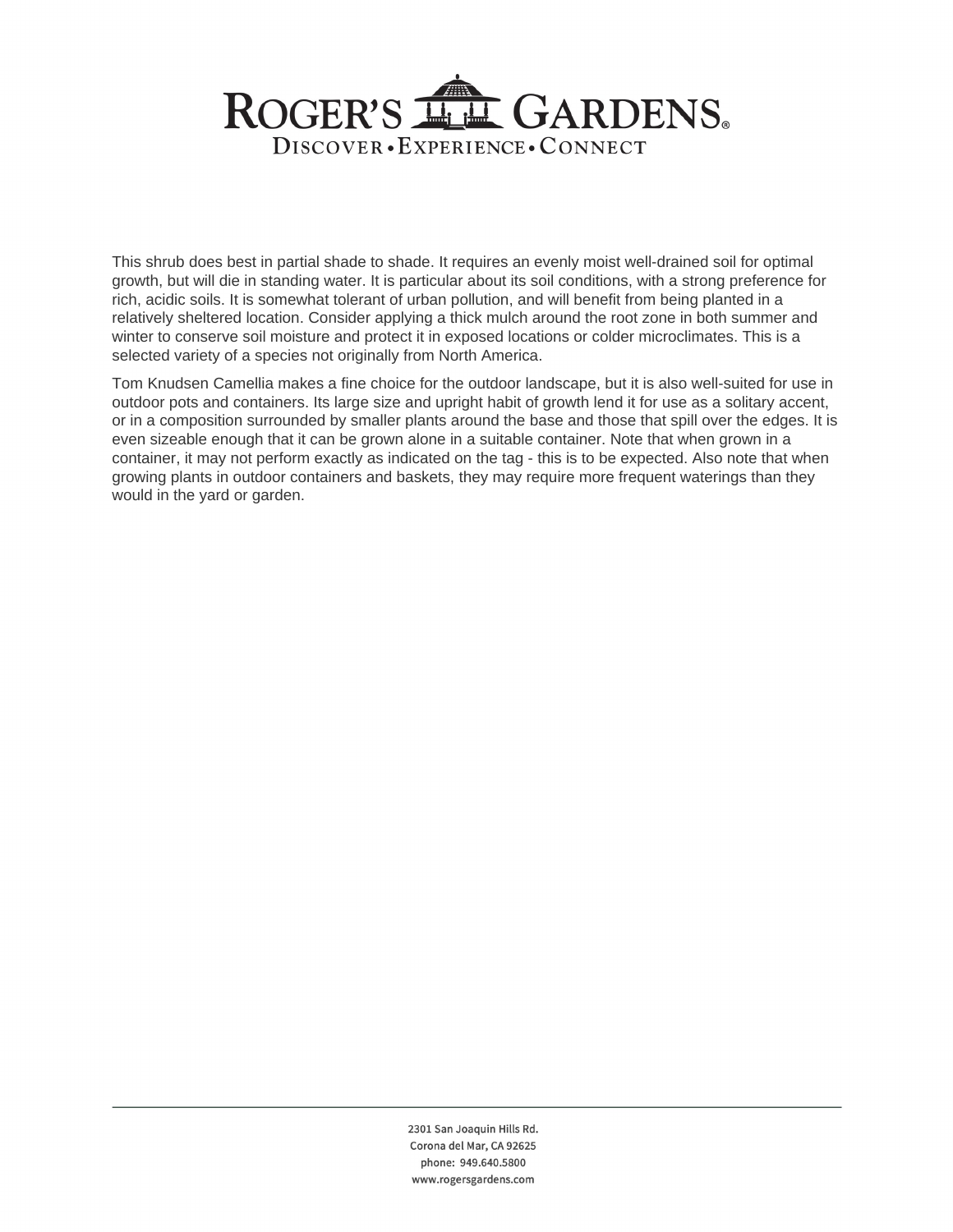This shrub does best in partial shade to shade. It requires an evenly moist well-drained soil for optimal growth, but will die in standing water. It is particular about its soil conditions, with a strong preference for rich, acidic soils. It is somewhat tolerant of urban pollution, and will benefit from being planted in a relatively sheltered location. Consider applying a thick mulch around the root zone in both summer and winter to conserve soil moisture and protect it in exposed locations or colder microclimates. This is a selected variety of a species not originally from North America.

Tom Knudsen Camellia makes a fine choice for the outdoor landscape, but it is also well-suited for use in outdoor pots and containers. Its large size and upright habit of growth lend it for use as a solitary accent, or in a composition surrounded by smaller plants around the base and those that spill over the edges. It is even sizeable enough that it can be grown alone in a suitable container. Note that when grown in a container, it may not perform exactly as indicated on the tag - this is to be expected. Also note that when growing plants in outdoor containers and baskets, they may require more frequent waterings than they would in the yard or garden.